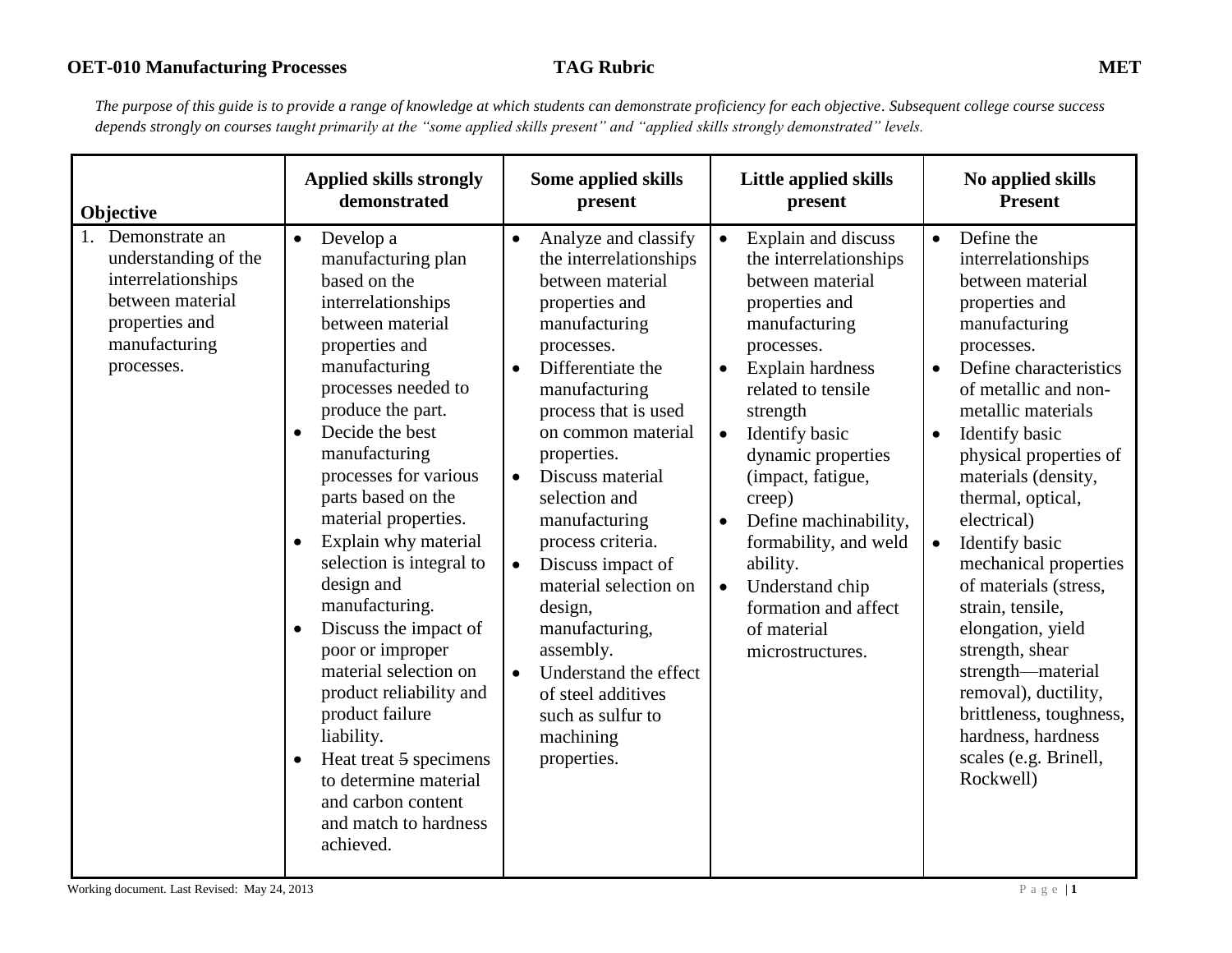**OET-010 Manufacturing Processes** **TAG Rubric** **MET**

*The purpose of this guide is to provide a range of knowledge at which students can demonstrate proficiency for each objective. Subsequent college course success depends strongly on courses taught primarily at the "some applied skills present" and "applied skills strongly demonstrated" levels.*

| Objective | Applied skills strongly demonstrated | Some applied skills present | Little applied skills present | No applied skills Present |
|---|---|---|---|---|
| 1. Demonstrate an understanding of the interrelationships between material properties and manufacturing processes. | • Develop a manufacturing plan based on the interrelationships between material properties and manufacturing processes needed to produce the part.<br>• Decide the best manufacturing processes for various parts based on the material properties.<br>• Explain why material selection is integral to design and manufacturing.<br>• Discuss the impact of poor or improper material selection on product reliability and product failure liability.<br>• Heat treat ~~5~~ specimens to determine material and carbon content and match to hardness achieved. | • Analyze and classify the interrelationships between material properties and manufacturing processes.<br>• Differentiate the manufacturing process that is used on common material properties.<br>• Discuss material selection and manufacturing process criteria.<br>• Discuss impact of material selection on design, manufacturing, assembly.<br>• Understand the effect of steel additives such as sulfur to machining properties. | • Explain and discuss the interrelationships between material properties and manufacturing processes.<br>• Explain hardness related to tensile strength<br>• Identify basic dynamic properties (impact, fatigue, creep)<br>• Define machinability, formability, and weld ability.<br>• Understand chip formation and affect of material microstructures. | • Define the interrelationships between material properties and manufacturing processes.<br>• Define characteristics of metallic and non-metallic materials<br>• Identify basic physical properties of materials (density, thermal, optical, electrical)<br>• Identify basic mechanical properties of materials (stress, strain, tensile, elongation, yield strength, shear strength—material removal), ductility, brittleness, toughness, hardness, hardness scales (e.g. Brinell, Rockwell) |

Working document. Last Revised: May 24, 2013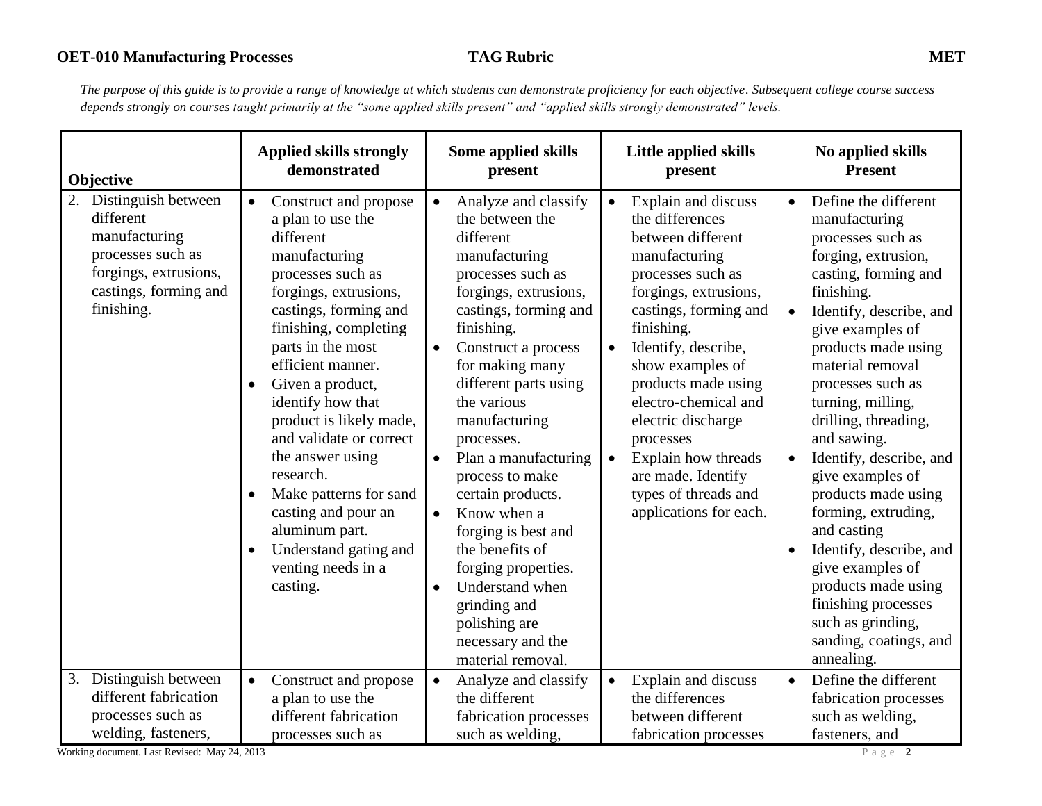*The purpose of this guide is to provide a range of knowledge at which students can demonstrate proficiency for each objective. Subsequent college course success depends strongly on courses taught primarily at the "some applied skills present" and "applied skills strongly demonstrated" levels.*

| Objective | Applied skills strongly demonstrated | Some applied skills present | Little applied skills present | No applied skills Present |
|---|---|---|---|---|
| 2. Distinguish between different manufacturing processes such as forgings, extrusions, castings, forming and finishing. | • Construct and propose a plan to use the different manufacturing processes such as forgings, extrusions, castings, forming and finishing, completing parts in the most efficient manner.<br>• Given a product, identify how that product is likely made, and validate or correct the answer using research.<br>• Make patterns for sand casting and pour an aluminum part.<br>• Understand gating and venting needs in a casting. | • Analyze and classify the between the different manufacturing processes such as forgings, extrusions, castings, forming and finishing.<br>• Construct a process for making many different parts using the various manufacturing processes.<br>• Plan a manufacturing process to make certain products.<br>• Know when a forging is best and the benefits of forging properties.<br>• Understand when grinding and polishing are necessary and the material removal. | • Explain and discuss the differences between different manufacturing processes such as forgings, extrusions, castings, forming and finishing.<br>• Identify, describe, show examples of products made using electro-chemical and electric discharge processes<br>• Explain how threads are made. Identify types of threads and applications for each. | • Define the different manufacturing processes such as forging, extrusion, casting, forming and finishing.<br>• Identify, describe, and give examples of products made using material removal processes such as turning, milling, drilling, threading, and sawing.<br>• Identify, describe, and give examples of products made using forming, extruding, and casting<br>• Identify, describe, and give examples of products made using finishing processes such as grinding, sanding, coatings, and annealing. |
| 3. Distinguish between different fabrication processes such as welding, fasteners, | • Construct and propose a plan to use the different fabrication processes such as | • Analyze and classify the different fabrication processes such as welding, | • Explain and discuss the differences between different fabrication processes | • Define the different fabrication processes such as welding, fasteners, and |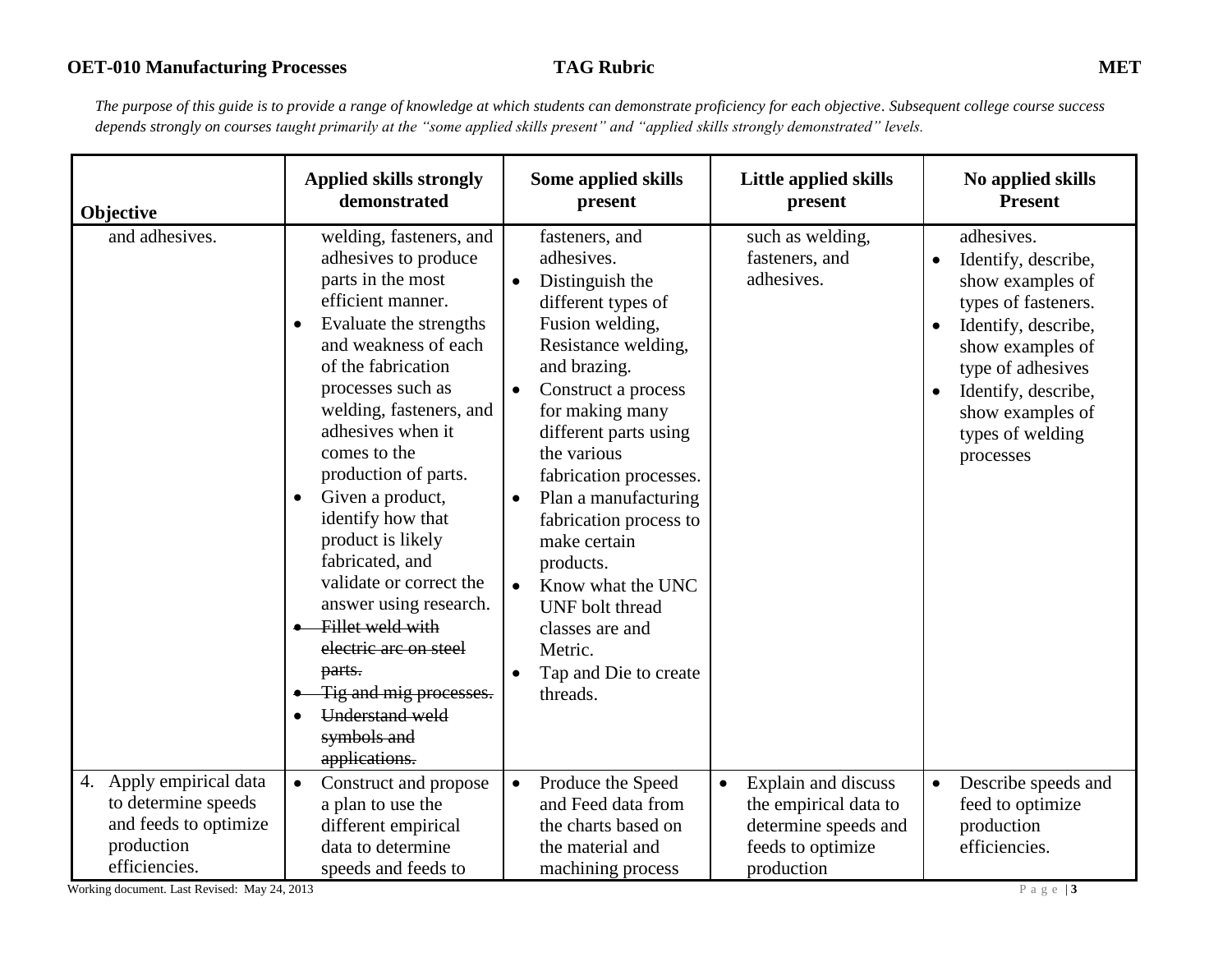*The purpose of this guide is to provide a range of knowledge at which students can demonstrate proficiency for each objective. Subsequent college course success depends strongly on courses taught primarily at the "some applied skills present" and "applied skills strongly demonstrated" levels.*

| Objective | Applied skills strongly demonstrated | Some applied skills present | Little applied skills present | No applied skills Present |
|---|---|---|---|---|
| and adhesives. | welding, fasteners, and adhesives to produce parts in the most efficient manner.<br>• Evaluate the strengths and weakness of each of the fabrication processes such as welding, fasteners, and adhesives when it comes to the production of parts.<br>• Given a product, identify how that product is likely fabricated, and validate or correct the answer using research.<br>• ~~Fillet weld with electric arc on steel parts.~~<br>• ~~Tig and mig processes.~~<br>• ~~Understand weld symbols and applications.~~ | fasteners, and adhesives.<br>• Distinguish the different types of Fusion welding, Resistance welding, and brazing.<br>• Construct a process for making many different parts using the various fabrication processes.<br>• Plan a manufacturing fabrication process to make certain products.<br>• Know what the UNC UNF bolt thread classes are and Metric.<br>• Tap and Die to create threads. | such as welding, fasteners, and adhesives. | adhesives.<br>• Identify, describe, show examples of types of fasteners.<br>• Identify, describe, show examples of type of adhesives<br>• Identify, describe, show examples of types of welding processes |
| 4. Apply empirical data to determine speeds and feeds to optimize production efficiencies. | • Construct and propose a plan to use the different empirical data to determine speeds and feeds to | • Produce the Speed and Feed data from the charts based on the material and machining process | • Explain and discuss the empirical data to determine speeds and feeds to optimize production | • Describe speeds and feed to optimize production efficiencies. |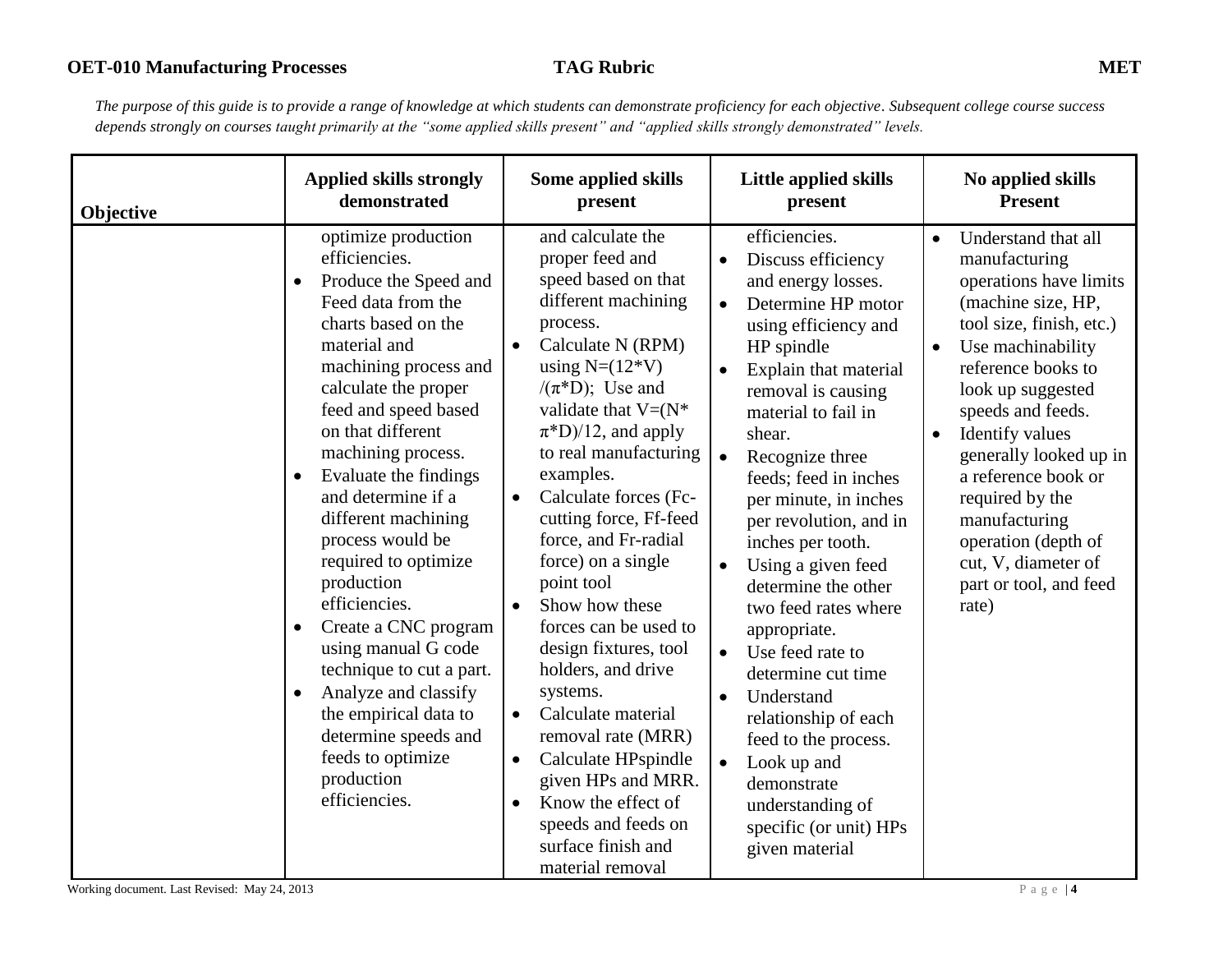*The purpose of this guide is to provide a range of knowledge at which students can demonstrate proficiency for each objective. Subsequent college course success depends strongly on courses taught primarily at the "some applied skills present" and "applied skills strongly demonstrated" levels.*

| Objective | Applied skills strongly demonstrated | Some applied skills present | Little applied skills present | No applied skills Present |
|---|---|---|---|---|
| | optimize production efficiencies.<br>• Produce the Speed and Feed data from the charts based on the material and machining process and calculate the proper feed and speed based on that different machining process.<br>• Evaluate the findings and determine if a different machining process would be required to optimize production efficiencies.<br>• Create a CNC program using manual G code technique to cut a part.<br>• Analyze and classify the empirical data to determine speeds and feeds to optimize production efficiencies. | and calculate the proper feed and speed based on that different machining process.<br>• Calculate N (RPM) using $N=(12*V)/(\pi*D)$; Use and validate that $V=(N*\pi*D)/12$, and apply to real manufacturing examples.<br>• Calculate forces (Fc-cutting force, Ff-feed force, and Fr-radial force) on a single point tool<br>• Show how these forces can be used to design fixtures, tool holders, and drive systems.<br>• Calculate material removal rate (MRR)<br>• Calculate HPspindle given HPs and MRR.<br>• Know the effect of speeds and feeds on surface finish and material removal | efficiencies.<br>• Discuss efficiency and energy losses.<br>• Determine HP motor using efficiency and HP spindle<br>• Explain that material removal is causing material to fail in shear.<br>• Recognize three feeds; feed in inches per minute, in inches per revolution, and in inches per tooth.<br>• Using a given feed determine the other two feed rates where appropriate.<br>• Use feed rate to determine cut time<br>• Understand relationship of each feed to the process.<br>• Look up and demonstrate understanding of specific (or unit) HPs given material | • Understand that all manufacturing operations have limits (machine size, HP, tool size, finish, etc.)<br>• Use machinability reference books to look up suggested speeds and feeds.<br>• Identify values generally looked up in a reference book or required by the manufacturing operation (depth of cut, V, diameter of part or tool, and feed rate) |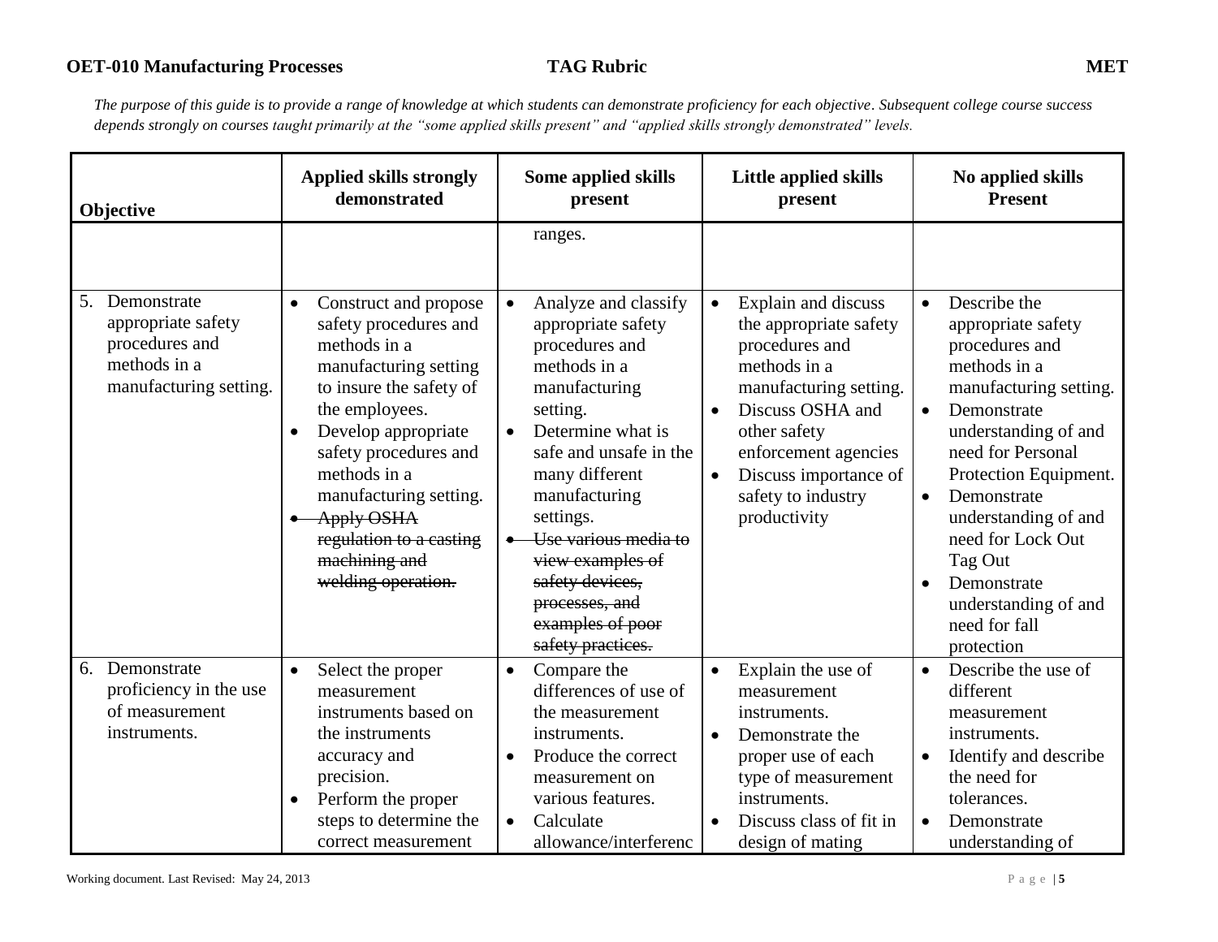*The purpose of this guide is to provide a range of knowledge at which students can demonstrate proficiency for each objective. Subsequent college course success depends strongly on courses taught primarily at the "some applied skills present" and "applied skills strongly demonstrated" levels.*

| Objective | Applied skills strongly demonstrated | Some applied skills present | Little applied skills present | No applied skills Present |
|---|---|---|---|---|
| | | ranges. | | |
| 5. Demonstrate appropriate safety procedures and methods in a manufacturing setting. | • Construct and propose safety procedures and methods in a manufacturing setting to insure the safety of the employees.<br>• Develop appropriate safety procedures and methods in a manufacturing setting.<br>• ~~Apply OSHA regulation to a casting machining and welding operation.~~ | • Analyze and classify appropriate safety procedures and methods in a manufacturing setting.<br>• Determine what is safe and unsafe in the many different manufacturing settings.<br>• ~~Use various media to view examples of safety devices, processes, and examples of poor safety practices.~~ | • Explain and discuss the appropriate safety procedures and methods in a manufacturing setting.<br>• Discuss OSHA and other safety enforcement agencies<br>• Discuss importance of safety to industry productivity | • Describe the appropriate safety procedures and methods in a manufacturing setting.<br>• Demonstrate understanding of and need for Personal Protection Equipment.<br>• Demonstrate understanding of and need for Lock Out Tag Out<br>• Demonstrate understanding of and need for fall protection |
| 6. Demonstrate proficiency in the use of measurement instruments. | • Select the proper measurement instruments based on the instruments accuracy and precision.<br>• Perform the proper steps to determine the correct measurement | • Compare the differences of use of the measurement instruments.<br>• Produce the correct measurement on various features.<br>• Calculate allowance/interferenc | • Explain the use of measurement instruments.<br>• Demonstrate the proper use of each type of measurement instruments.<br>• Discuss class of fit in design of mating | • Describe the use of different measurement instruments.<br>• Identify and describe the need for tolerances.<br>• Demonstrate understanding of |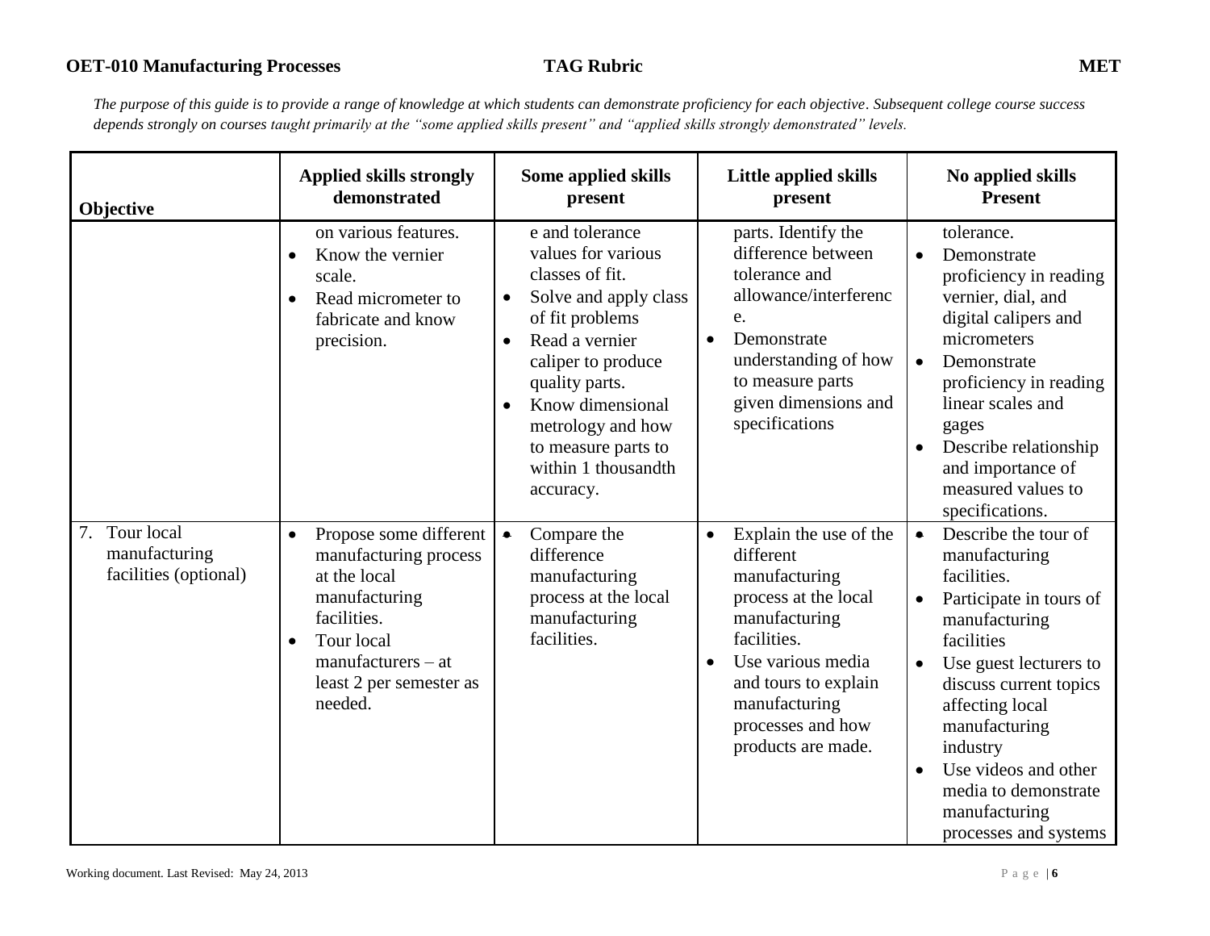*The purpose of this guide is to provide a range of knowledge at which students can demonstrate proficiency for each objective. Subsequent college course success depends strongly on courses taught primarily at the "some applied skills present" and "applied skills strongly demonstrated" levels.*

| Objective | Applied skills strongly demonstrated | Some applied skills present | Little applied skills present | No applied skills Present |
|---|---|---|---|---|
| | on various features.<br>• Know the vernier scale.<br>• Read micrometer to fabricate and know precision. | e and tolerance values for various classes of fit.<br>• Solve and apply class of fit problems<br>• Read a vernier caliper to produce quality parts.<br>• Know dimensional metrology and how to measure parts to within 1 thousandth accuracy. | parts. Identify the difference between tolerance and allowance/interference.<br>• Demonstrate understanding of how to measure parts given dimensions and specifications | tolerance.<br>• Demonstrate proficiency in reading vernier, dial, and digital calipers and micrometers<br>• Demonstrate proficiency in reading linear scales and gages<br>• Describe relationship and importance of measured values to specifications. |
| 7. Tour local manufacturing facilities (optional) | • Propose some different manufacturing process at the local manufacturing facilities.<br>• Tour local manufacturers – at least 2 per semester as needed. | • Compare the difference manufacturing process at the local manufacturing facilities. | • Explain the use of the different manufacturing process at the local manufacturing facilities.<br>• Use various media and tours to explain manufacturing processes and how products are made. | • Describe the tour of manufacturing facilities.<br>• Participate in tours of manufacturing facilities<br>• Use guest lecturers to discuss current topics affecting local manufacturing industry<br>• Use videos and other media to demonstrate manufacturing processes and systems |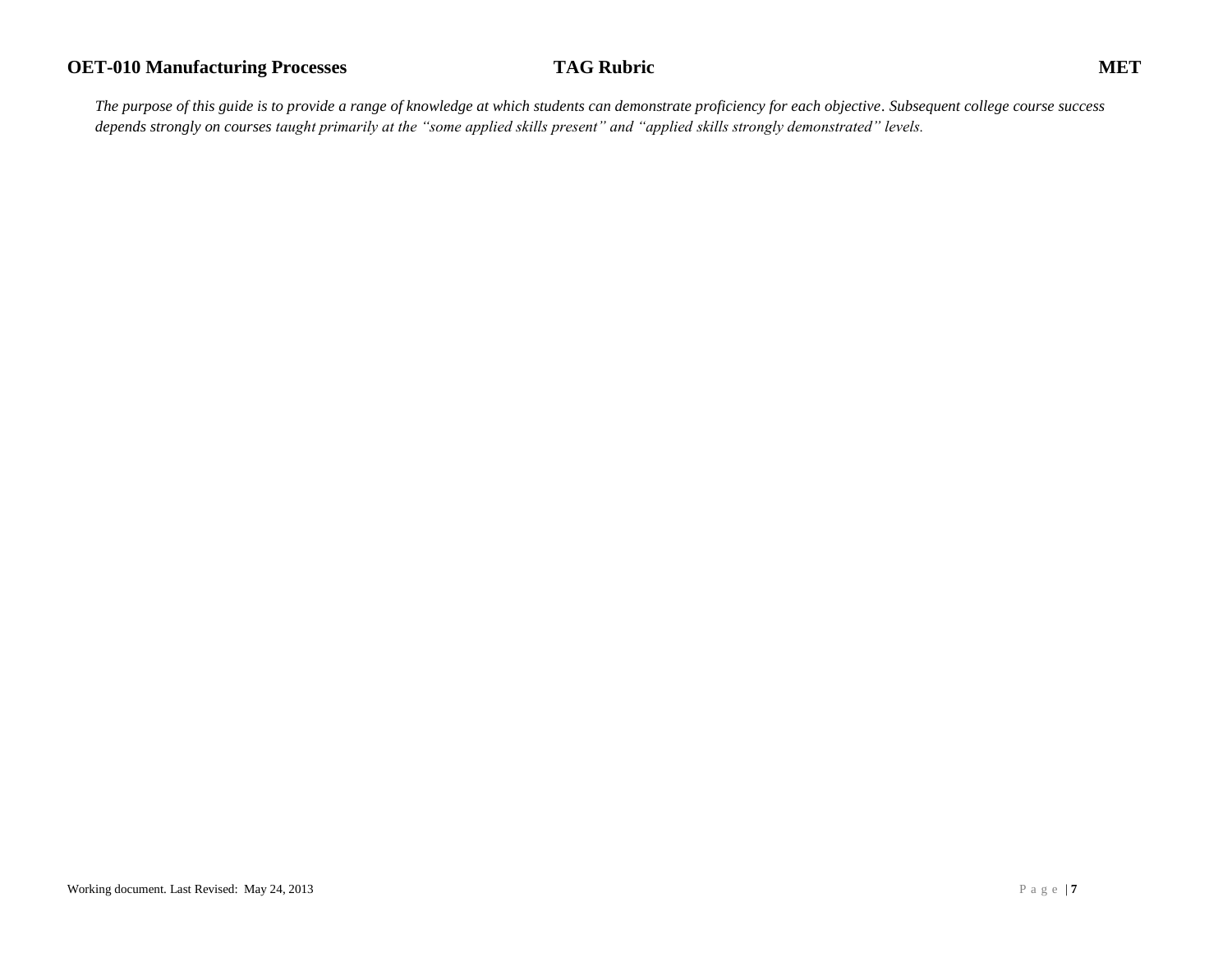*The purpose of this guide is to provide a range of knowledge at which students can demonstrate proficiency for each objective. Subsequent college course success depends strongly on courses taught primarily at the "some applied skills present" and "applied skills strongly demonstrated" levels.*